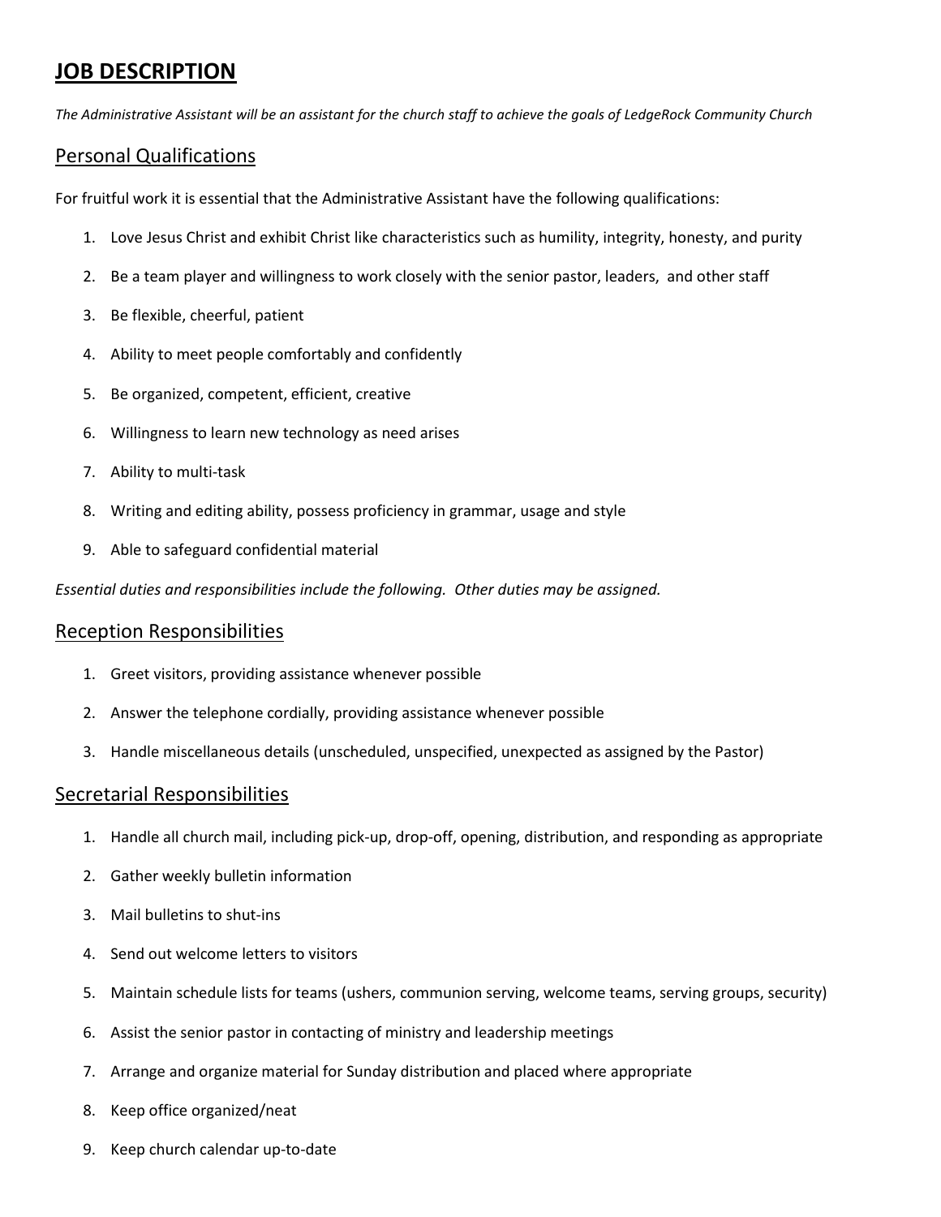# JOB DESCRIPTION

*The Administrative Assistant will be an assistant for the church staff to achieve the goals of LedgeRock Community Church*

## Personal Qualifications

For fruitful work it is essential that the Administrative Assistant have the following qualifications:

1. Love Jesus Christ and exhibit Christ like characteristics such as humility, integrity, honesty, and purity
2. Be a team player and willingness to work closely with the senior pastor, leaders, and other staff
3. Be flexible, cheerful, patient
4. Ability to meet people comfortably and confidently
5. Be organized, competent, efficient, creative
6. Willingness to learn new technology as need arises
7. Ability to multi-task
8. Writing and editing ability, possess proficiency in grammar, usage and style
9. Able to safeguard confidential material

*Essential duties and responsibilities include the following. Other duties may be assigned.*

## Reception Responsibilities

1. Greet visitors, providing assistance whenever possible
2. Answer the telephone cordially, providing assistance whenever possible
3. Handle miscellaneous details (unscheduled, unspecified, unexpected as assigned by the Pastor)

## Secretarial Responsibilities

1. Handle all church mail, including pick-up, drop-off, opening, distribution, and responding as appropriate
2. Gather weekly bulletin information
3. Mail bulletins to shut-ins
4. Send out welcome letters to visitors
5. Maintain schedule lists for teams (ushers, communion serving, welcome teams, serving groups, security)
6. Assist the senior pastor in contacting of ministry and leadership meetings
7. Arrange and organize material for Sunday distribution and placed where appropriate
8. Keep office organized/neat
9. Keep church calendar up-to-date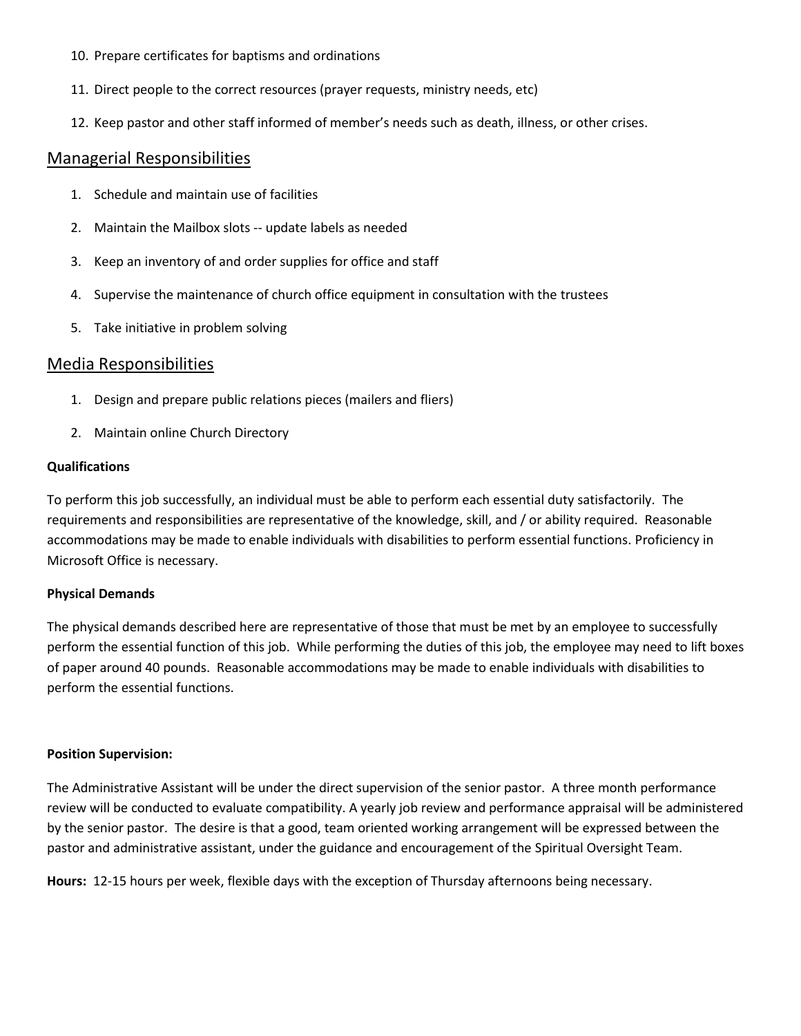10. Prepare certificates for baptisms and ordinations
11. Direct people to the correct resources (prayer requests, ministry needs, etc)
12. Keep pastor and other staff informed of member's needs such as death, illness, or other crises.

## Managerial Responsibilities

1. Schedule and maintain use of facilities
2. Maintain the Mailbox slots -- update labels as needed
3. Keep an inventory of and order supplies for office and staff
4. Supervise the maintenance of church office equipment in consultation with the trustees
5. Take initiative in problem solving

## Media Responsibilities

1. Design and prepare public relations pieces (mailers and fliers)
2. Maintain online Church Directory

**Qualifications**

To perform this job successfully, an individual must be able to perform each essential duty satisfactorily. The requirements and responsibilities are representative of the knowledge, skill, and / or ability required. Reasonable accommodations may be made to enable individuals with disabilities to perform essential functions. Proficiency in Microsoft Office is necessary.

**Physical Demands**

The physical demands described here are representative of those that must be met by an employee to successfully perform the essential function of this job. While performing the duties of this job, the employee may need to lift boxes of paper around 40 pounds. Reasonable accommodations may be made to enable individuals with disabilities to perform the essential functions.

**Position Supervision:**

The Administrative Assistant will be under the direct supervision of the senior pastor. A three month performance review will be conducted to evaluate compatibility. A yearly job review and performance appraisal will be administered by the senior pastor. The desire is that a good, team oriented working arrangement will be expressed between the pastor and administrative assistant, under the guidance and encouragement of the Spiritual Oversight Team.

**Hours:** 12-15 hours per week, flexible days with the exception of Thursday afternoons being necessary.